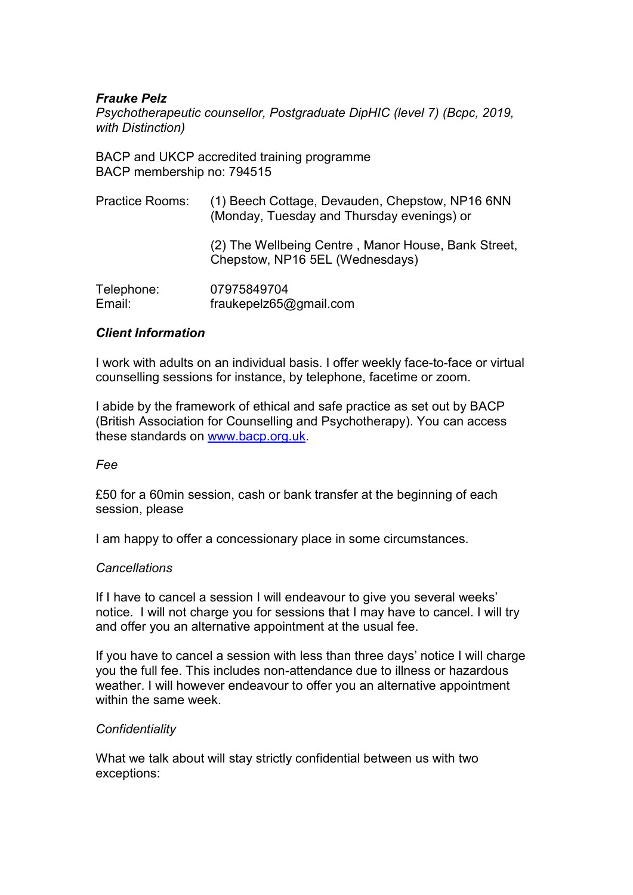***Frauke Pelz***
*Psychotherapeutic counsellor, Postgraduate DipHIC (level 7) (Bcpc, 2019, with Distinction)*

BACP and UKCP accredited training programme
BACP membership no: 794515

| | |
|---|---|
| Practice Rooms: | (1) Beech Cottage, Devauden, Chepstow, NP16 6NN (Monday, Tuesday and Thursday evenings) or |
| | (2) The Wellbeing Centre , Manor House, Bank Street, Chepstow, NP16 5EL (Wednesdays) |
| Telephone: | 07975849704 |
| Email: | fraukepelz65@gmail.com |

## ***Client Information***

I work with adults on an individual basis. I offer weekly face-to-face or virtual counselling sessions for instance, by telephone, facetime or zoom.

I abide by the framework of ethical and safe practice as set out by BACP (British Association for Counselling and Psychotherapy). You can access these standards on [www.bacp.org.uk](http://www.bacp.org.uk).

### *Fee*

£50 for a 60min session, cash or bank transfer at the beginning of each session, please

I am happy to offer a concessionary place in some circumstances.

### *Cancellations*

If I have to cancel a session I will endeavour to give you several weeks' notice. I will not charge you for sessions that I may have to cancel. I will try and offer you an alternative appointment at the usual fee.

If you have to cancel a session with less than three days' notice I will charge you the full fee. This includes non-attendance due to illness or hazardous weather. I will however endeavour to offer you an alternative appointment within the same week.

### *Confidentiality*

What we talk about will stay strictly confidential between us with two exceptions: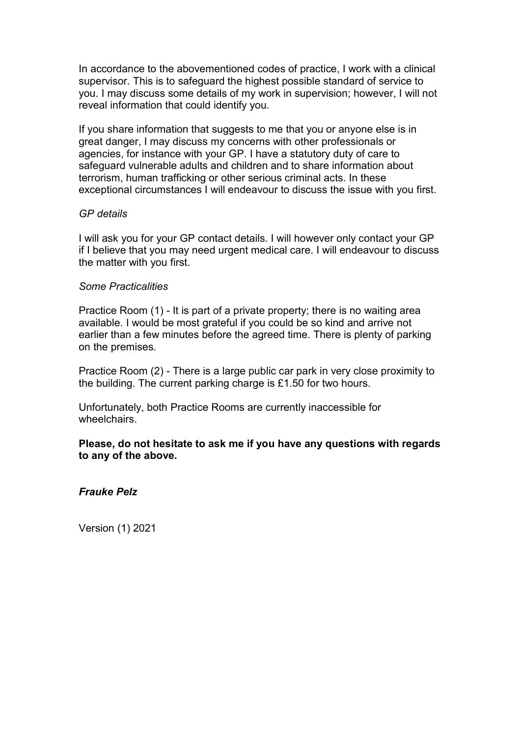In accordance to the abovementioned codes of practice, I work with a clinical supervisor. This is to safeguard the highest possible standard of service to you. I may discuss some details of my work in supervision; however, I will not reveal information that could identify you.

If you share information that suggests to me that you or anyone else is in great danger, I may discuss my concerns with other professionals or agencies, for instance with your GP. I have a statutory duty of care to safeguard vulnerable adults and children and to share information about terrorism, human trafficking or other serious criminal acts. In these exceptional circumstances I will endeavour to discuss the issue with you first.

*GP details*

I will ask you for your GP contact details. I will however only contact your GP if I believe that you may need urgent medical care. I will endeavour to discuss the matter with you first.

*Some Practicalities*

Practice Room (1) - It is part of a private property; there is no waiting area available. I would be most grateful if you could be so kind and arrive not earlier than a few minutes before the agreed time. There is plenty of parking on the premises.

Practice Room (2) - There is a large public car park in very close proximity to the building. The current parking charge is £1.50 for two hours.

Unfortunately, both Practice Rooms are currently inaccessible for wheelchairs.

**Please, do not hesitate to ask me if you have any questions with regards to any of the above.**

***Frauke Pelz***

Version (1) 2021